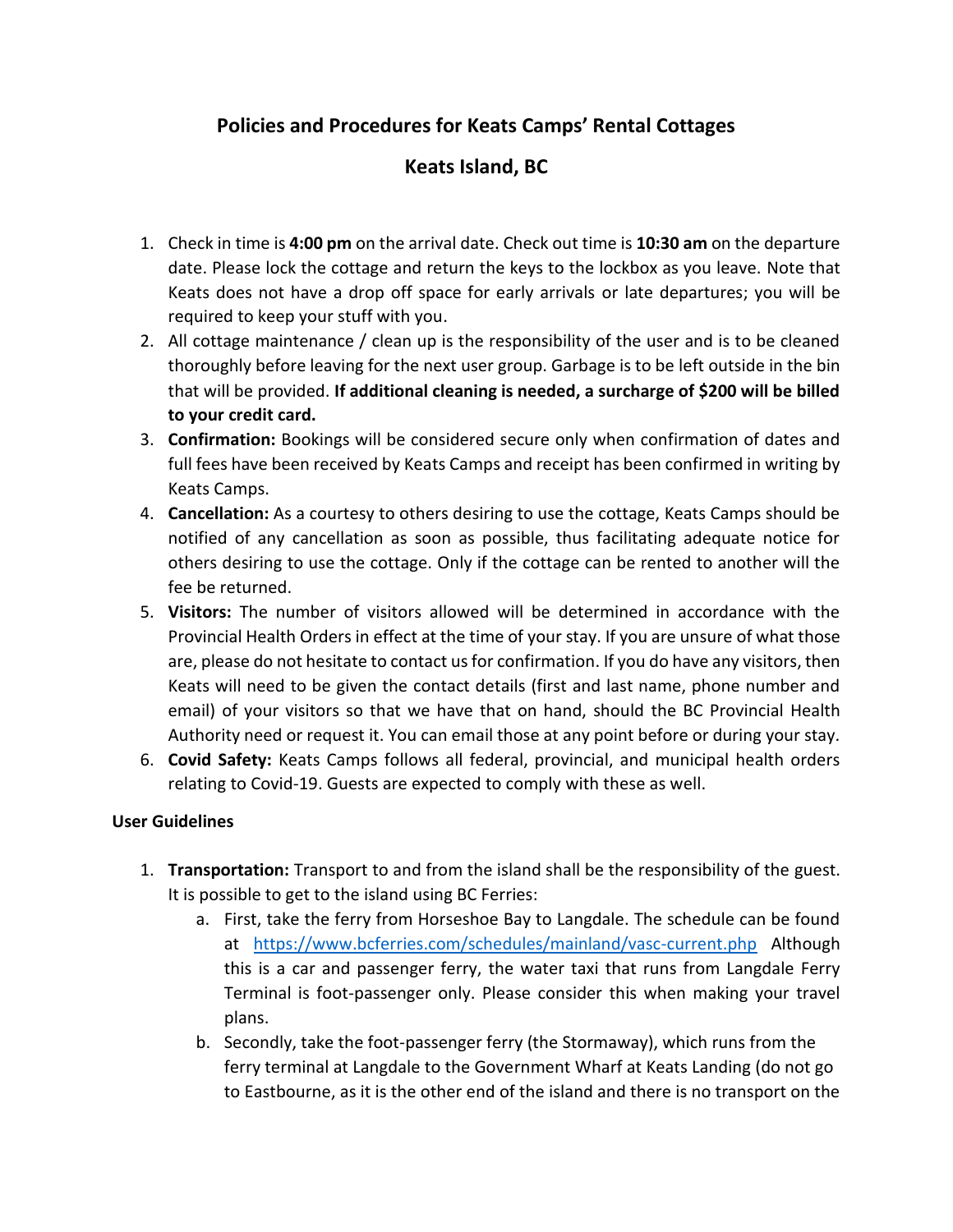# Policies and Procedures for Keats Camps' Rental Cottages

## Keats Island, BC

1. Check in time is **4:00 pm** on the arrival date. Check out time is **10:30 am** on the departure date. Please lock the cottage and return the keys to the lockbox as you leave. Note that Keats does not have a drop off space for early arrivals or late departures; you will be required to keep your stuff with you.
2. All cottage maintenance / clean up is the responsibility of the user and is to be cleaned thoroughly before leaving for the next user group. Garbage is to be left outside in the bin that will be provided. **If additional cleaning is needed, a surcharge of $200 will be billed to your credit card.**
3. **Confirmation:** Bookings will be considered secure only when confirmation of dates and full fees have been received by Keats Camps and receipt has been confirmed in writing by Keats Camps.
4. **Cancellation:** As a courtesy to others desiring to use the cottage, Keats Camps should be notified of any cancellation as soon as possible, thus facilitating adequate notice for others desiring to use the cottage. Only if the cottage can be rented to another will the fee be returned.
5. **Visitors:** The number of visitors allowed will be determined in accordance with the Provincial Health Orders in effect at the time of your stay. If you are unsure of what those are, please do not hesitate to contact us for confirmation. If you do have any visitors, then Keats will need to be given the contact details (first and last name, phone number and email) of your visitors so that we have that on hand, should the BC Provincial Health Authority need or request it. You can email those at any point before or during your stay.
6. **Covid Safety:** Keats Camps follows all federal, provincial, and municipal health orders relating to Covid-19. Guests are expected to comply with these as well.

**User Guidelines**

1. **Transportation:** Transport to and from the island shall be the responsibility of the guest. It is possible to get to the island using BC Ferries:
   a. First, take the ferry from Horseshoe Bay to Langdale. The schedule can be found at [https://www.bcferries.com/schedules/mainland/vasc-current.php](https://www.bcferries.com/schedules/mainland/vasc-current.php) Although this is a car and passenger ferry, the water taxi that runs from Langdale Ferry Terminal is foot-passenger only. Please consider this when making your travel plans.
   b. Secondly, take the foot-passenger ferry (the Stormaway), which runs from the ferry terminal at Langdale to the Government Wharf at Keats Landing (do not go to Eastbourne, as it is the other end of the island and there is no transport on the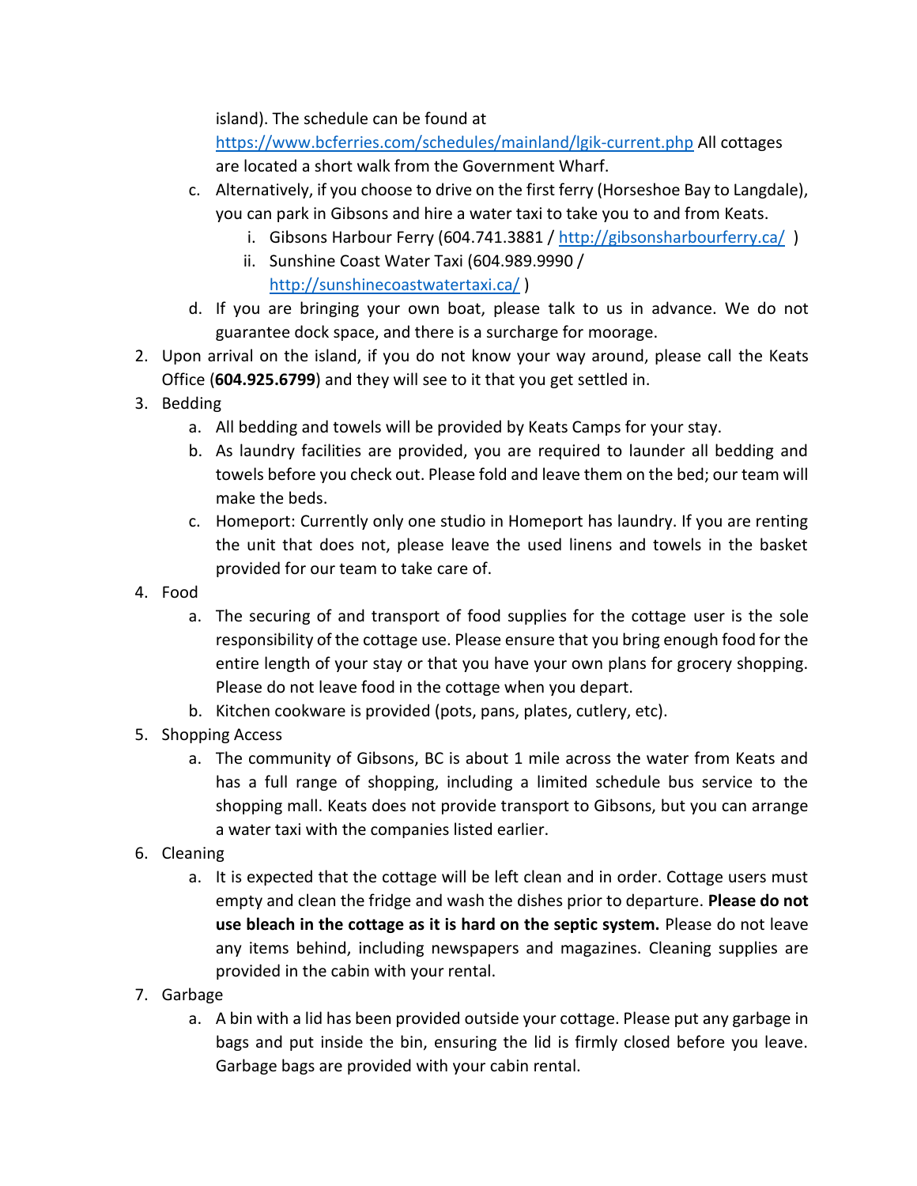island). The schedule can be found at https://www.bcferries.com/schedules/mainland/lgik-current.php All cottages are located a short walk from the Government Wharf.

   c. Alternatively, if you choose to drive on the first ferry (Horseshoe Bay to Langdale), you can park in Gibsons and hire a water taxi to take you to and from Keats.
      i. Gibsons Harbour Ferry (604.741.3881 / http://gibsonsharbourferry.ca/ )
      ii. Sunshine Coast Water Taxi (604.989.9990 / http://sunshinecoastwatertaxi.ca/ )
   d. If you are bringing your own boat, please talk to us in advance. We do not guarantee dock space, and there is a surcharge for moorage.

2. Upon arrival on the island, if you do not know your way around, please call the Keats Office (**604.925.6799**) and they will see to it that you get settled in.
3. Bedding
   a. All bedding and towels will be provided by Keats Camps for your stay.
   b. As laundry facilities are provided, you are required to launder all bedding and towels before you check out. Please fold and leave them on the bed; our team will make the beds.
   c. Homeport: Currently only one studio in Homeport has laundry. If you are renting the unit that does not, please leave the used linens and towels in the basket provided for our team to take care of.
4. Food
   a. The securing of and transport of food supplies for the cottage user is the sole responsibility of the cottage use. Please ensure that you bring enough food for the entire length of your stay or that you have your own plans for grocery shopping. Please do not leave food in the cottage when you depart.
   b. Kitchen cookware is provided (pots, pans, plates, cutlery, etc).
5. Shopping Access
   a. The community of Gibsons, BC is about 1 mile across the water from Keats and has a full range of shopping, including a limited schedule bus service to the shopping mall. Keats does not provide transport to Gibsons, but you can arrange a water taxi with the companies listed earlier.
6. Cleaning
   a. It is expected that the cottage will be left clean and in order. Cottage users must empty and clean the fridge and wash the dishes prior to departure. **Please do not use bleach in the cottage as it is hard on the septic system.** Please do not leave any items behind, including newspapers and magazines. Cleaning supplies are provided in the cabin with your rental.
7. Garbage
   a. A bin with a lid has been provided outside your cottage. Please put any garbage in bags and put inside the bin, ensuring the lid is firmly closed before you leave. Garbage bags are provided with your cabin rental.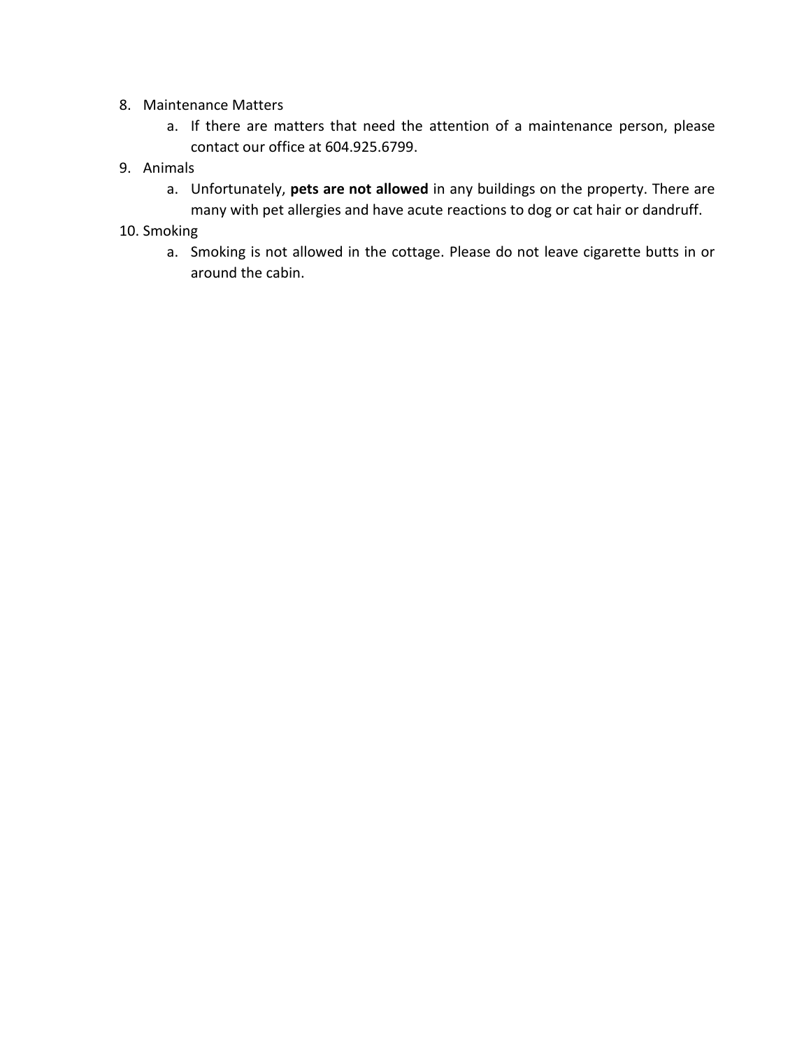8. Maintenance Matters
    a. If there are matters that need the attention of a maintenance person, please contact our office at 604.925.6799.
9. Animals
    a. Unfortunately, **pets are not allowed** in any buildings on the property. There are many with pet allergies and have acute reactions to dog or cat hair or dandruff.
10. Smoking
    a. Smoking is not allowed in the cottage. Please do not leave cigarette butts in or around the cabin.